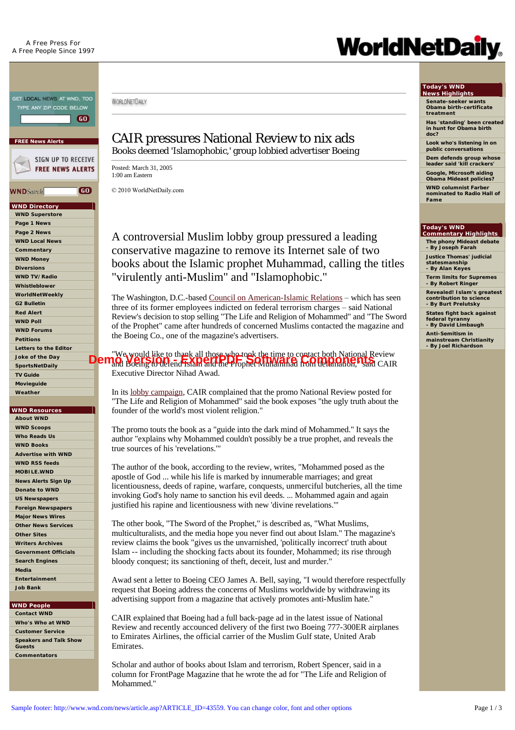# CAIR pressures National Review to nix ads

Books deemed 'Islamophobic,' group lobbied advertiser Boeing

Posted: March 31, 2005
1:00 am Eastern

© 2010 WorldNetDaily.com

A controversial Muslim lobby group pressured a leading conservative magazine to remove its Internet sale of two books about the Islamic prophet Muhammad, calling the titles "virulently anti-Muslim" and "Islamophobic."

The Washington, D.C.-based Council on American-Islamic Relations – which has seen three of its former employees indicted on federal terrorism charges – said National Review's decision to stop selling "The Life and Religion of Mohammed" and "The Sword of the Prophet" came after hundreds of concerned Muslims contacted the magazine and the Boeing Co., one of the magazine's advertisers.

"We would like to thank all those who took the time to contact both National Review and Boeing to defend Islam and the Prophet Muhammad from defamation," said CAIR Executive Director Nihad Awad.

In its lobby campaign, CAIR complained that the promo National Review posted for "The Life and Religion of Mohammed" said the book exposes "the ugly truth about the founder of the world's most violent religion."

The promo touts the book as a "guide into the dark mind of Mohammed." It says the author "explains why Mohammed couldn't possibly be a true prophet, and reveals the true sources of his 'revelations.'"

The author of the book, according to the review, writes, "Mohammed posed as the apostle of God ... while his life is marked by innumerable marriages; and great licentiousness, deeds of rapine, warfare, conquests, unmerciful butcheries, all the time invoking God's holy name to sanction his evil deeds. ... Mohammed again and again justified his rapine and licentiousness with new 'divine revelations.'"

The other book, "The Sword of the Prophet," is described as, "What Muslims, multiculturalists, and the media hope you never find out about Islam." The magazine's review claims the book "gives us the unvarnished, 'politically incorrect' truth about Islam -- including the shocking facts about its founder, Mohammed; its rise through bloody conquest; its sanctioning of theft, deceit, lust and murder."

Awad sent a letter to Boeing CEO James A. Bell, saying, "I would therefore respectfully request that Boeing address the concerns of Muslims worldwide by withdrawing its advertising support from a magazine that actively promotes anti-Muslim hate."

CAIR explained that Boeing had a full back-page ad in the latest issue of National Review and recently accounced delivery of the first two Boeing 777-300ER airplanes to Emirates Airlines, the official carrier of the Muslim Gulf state, United Arab Emirates.

Scholar and author of books about Islam and terrorism, Robert Spencer, said in a column for FrontPage Magazine that he wrote the ad for "The Life and Religion of Mohammed."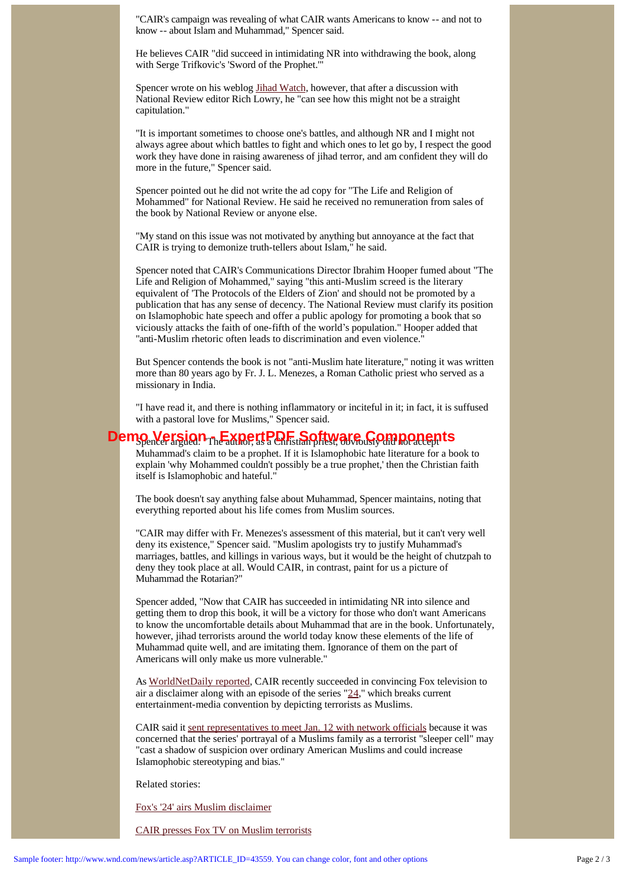"CAIR's campaign was revealing of what CAIR wants Americans to know -- and not to know -- about Islam and Muhammad," Spencer said.

He believes CAIR "did succeed in intimidating NR into withdrawing the book, along with Serge Trifkovic's 'Sword of the Prophet.'"

Spencer wrote on his weblog Jihad Watch, however, that after a discussion with National Review editor Rich Lowry, he "can see how this might not be a straight capitulation."

"It is important sometimes to choose one's battles, and although NR and I might not always agree about which battles to fight and which ones to let go by, I respect the good work they have done in raising awareness of jihad terror, and am confident they will do more in the future," Spencer said.

Spencer pointed out he did not write the ad copy for "The Life and Religion of Mohammed" for National Review. He said he received no remuneration from sales of the book by National Review or anyone else.

"My stand on this issue was not motivated by anything but annoyance at the fact that CAIR is trying to demonize truth-tellers about Islam," he said.

Spencer noted that CAIR's Communications Director Ibrahim Hooper fumed about "The Life and Religion of Mohammed," saying "this anti-Muslim screed is the literary equivalent of 'The Protocols of the Elders of Zion' and should not be promoted by a publication that has any sense of decency. The National Review must clarify its position on Islamophobic hate speech and offer a public apology for promoting a book that so viciously attacks the faith of one-fifth of the world's population." Hooper added that "anti-Muslim rhetoric often leads to discrimination and even violence."

But Spencer contends the book is not "anti-Muslim hate literature," noting it was written more than 80 years ago by Fr. J. L. Menezes, a Roman Catholic priest who served as a missionary in India.

"I have read it, and there is nothing inflammatory or inciteful in it; in fact, it is suffused with a pastoral love for Muslims," Spencer said.

Spencer argued: "The author, as a Christian priest, obviously did not accept Muhammad's claim to be a prophet. If it is Islamophobic hate literature for a book to explain 'why Mohammed couldn't possibly be a true prophet,' then the Christian faith itself is Islamophobic and hateful."

The book doesn't say anything false about Muhammad, Spencer maintains, noting that everything reported about his life comes from Muslim sources.

"CAIR may differ with Fr. Menezes's assessment of this material, but it can't very well deny its existence," Spencer said. "Muslim apologists try to justify Muhammad's marriages, battles, and killings in various ways, but it would be the height of chutzpah to deny they took place at all. Would CAIR, in contrast, paint for us a picture of Muhammad the Rotarian?"

Spencer added, "Now that CAIR has succeeded in intimidating NR into silence and getting them to drop this book, it will be a victory for those who don't want Americans to know the uncomfortable details about Muhammad that are in the book. Unfortunately, however, jihad terrorists around the world today know these elements of the life of Muhammad quite well, and are imitating them. Ignorance of them on the part of Americans will only make us more vulnerable."

As WorldNetDaily reported, CAIR recently succeeded in convincing Fox television to air a disclaimer along with an episode of the series "24," which breaks current entertainment-media convention by depicting terrorists as Muslims.

CAIR said it sent representatives to meet Jan. 12 with network officials because it was concerned that the series' portrayal of a Muslims family as a terrorist "sleeper cell" may "cast a shadow of suspicion over ordinary American Muslims and could increase Islamophobic stereotyping and bias."

Related stories:

Fox's '24' airs Muslim disclaimer

CAIR presses Fox TV on Muslim terrorists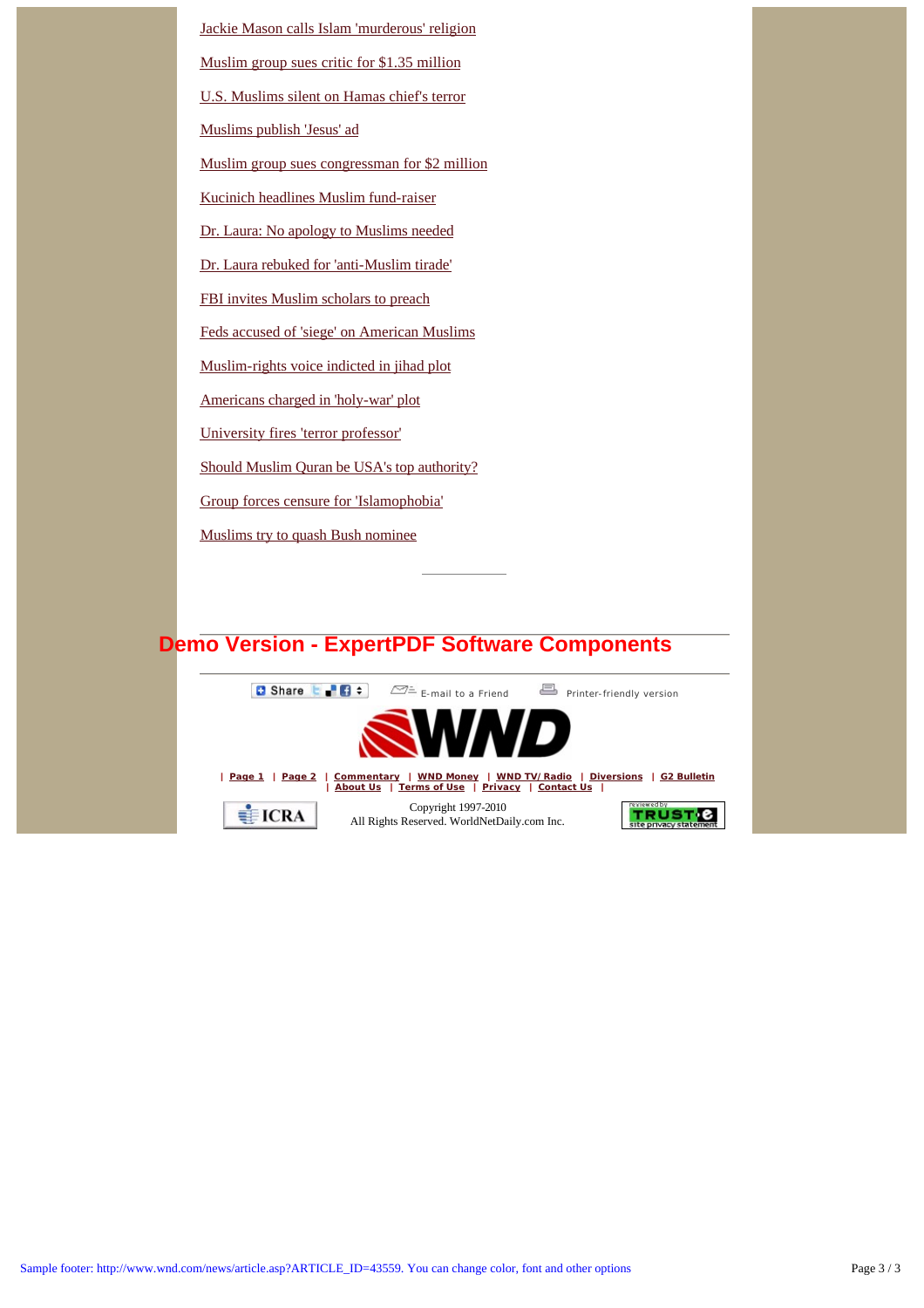Jackie Mason calls Islam 'murderous' religion

Muslim group sues critic for $1.35 million

U.S. Muslims silent on Hamas chief's terror

Muslims publish 'Jesus' ad

Muslim group sues congressman for $2 million

Kucinich headlines Muslim fund-raiser

Dr. Laura: No apology to Muslims needed

Dr. Laura rebuked for 'anti-Muslim tirade'

FBI invites Muslim scholars to preach

Feds accused of 'siege' on American Muslims

Muslim-rights voice indicted in jihad plot

Americans charged in 'holy-war' plot

University fires 'terror professor'

Should Muslim Quran be USA's top authority?

Group forces censure for 'Islamophobia'

Muslims try to quash Bush nominee

---

Demo Version - ExpertPDF Software Components

---

Share   E-mail to a Friend   Printer-friendly version

WND

| Page 1 | Page 2 | Commentary | WND Money | WND TV/ Radio | Diversions | G2 Bulletin | About Us | Terms of Use | Privacy | Contact Us |

ICRA

Copyright 1997-2010
All Rights Reserved. WorldNetDaily.com Inc.

TRUSTe site privacy statement